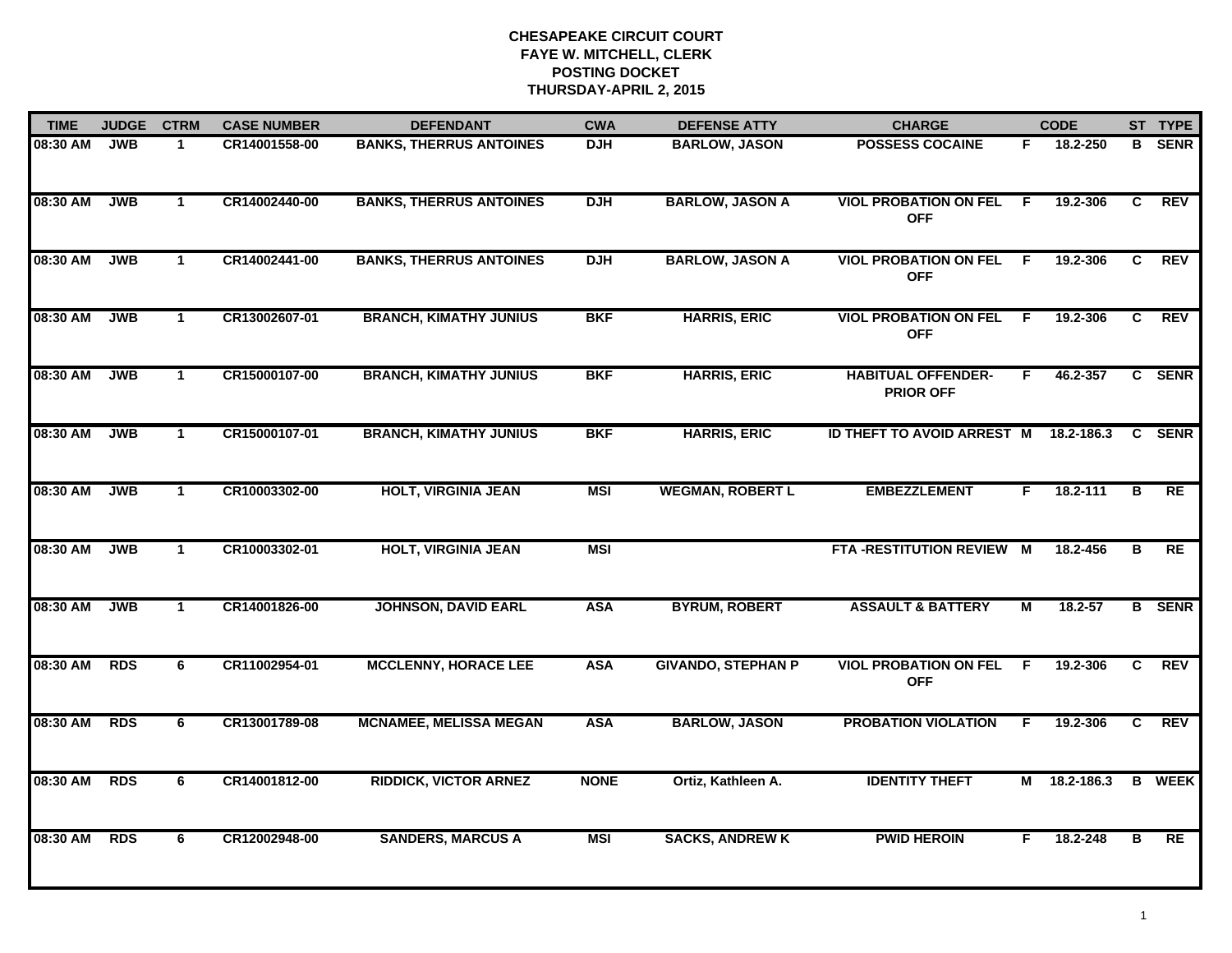# CHESAPEAKE CIRCUIT COURT
## FAYE W. MITCHELL, CLERK
## POSTING DOCKET
## THURSDAY-APRIL 2, 2015

| TIME | JUDGE | CTRM | CASE NUMBER | DEFENDANT | CWA | DEFENSE ATTY | CHARGE | | CODE | ST | TYPE |
|---|---|---|---|---|---|---|---|---|---|---|---|
| 08:30 AM | JWB | 1 | CR14001558-00 | BANKS, THERRUS ANTOINES | DJH | BARLOW, JASON | POSSESS COCAINE | F | 18.2-250 | B | SENR |
| 08:30 AM | JWB | 1 | CR14002440-00 | BANKS, THERRUS ANTOINES | DJH | BARLOW, JASON A | VIOL PROBATION ON FEL OFF | F | 19.2-306 | C | REV |
| 08:30 AM | JWB | 1 | CR14002441-00 | BANKS, THERRUS ANTOINES | DJH | BARLOW, JASON A | VIOL PROBATION ON FEL OFF | F | 19.2-306 | C | REV |
| 08:30 AM | JWB | 1 | CR13002607-01 | BRANCH, KIMATHY JUNIUS | BKF | HARRIS, ERIC | VIOL PROBATION ON FEL OFF | F | 19.2-306 | C | REV |
| 08:30 AM | JWB | 1 | CR15000107-00 | BRANCH, KIMATHY JUNIUS | BKF | HARRIS, ERIC | HABITUAL OFFENDER-PRIOR OFF | F | 46.2-357 | C | SENR |
| 08:30 AM | JWB | 1 | CR15000107-01 | BRANCH, KIMATHY JUNIUS | BKF | HARRIS, ERIC | ID THEFT TO AVOID ARREST | M | 18.2-186.3 | C | SENR |
| 08:30 AM | JWB | 1 | CR10003302-00 | HOLT, VIRGINIA JEAN | MSI | WEGMAN, ROBERT L | EMBEZZLEMENT | F | 18.2-111 | B | RE |
| 08:30 AM | JWB | 1 | CR10003302-01 | HOLT, VIRGINIA JEAN | MSI | | FTA -RESTITUTION REVIEW | M | 18.2-456 | B | RE |
| 08:30 AM | JWB | 1 | CR14001826-00 | JOHNSON, DAVID EARL | ASA | BYRUM, ROBERT | ASSAULT & BATTERY | M | 18.2-57 | B | SENR |
| 08:30 AM | RDS | 6 | CR11002954-01 | MCCLENNY, HORACE LEE | ASA | GIVANDO, STEPHAN P | VIOL PROBATION ON FEL OFF | F | 19.2-306 | C | REV |
| 08:30 AM | RDS | 6 | CR13001789-08 | MCNAMEE, MELISSA MEGAN | ASA | BARLOW, JASON | PROBATION VIOLATION | F | 19.2-306 | C | REV |
| 08:30 AM | RDS | 6 | CR14001812-00 | RIDDICK, VICTOR ARNEZ | NONE | Ortiz, Kathleen A. | IDENTITY THEFT | M | 18.2-186.3 | B | WEEK |
| 08:30 AM | RDS | 6 | CR12002948-00 | SANDERS, MARCUS A | MSI | SACKS, ANDREW K | PWID HEROIN | F | 18.2-248 | B | RE |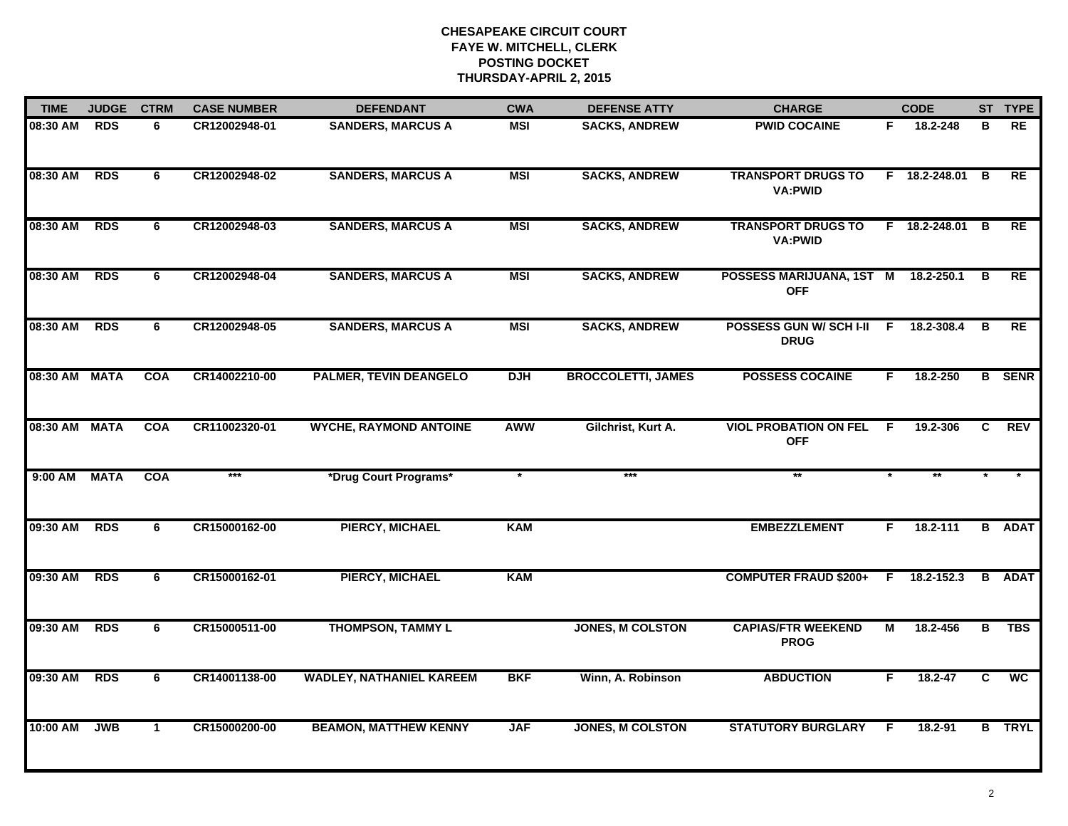# CHESAPEAKE CIRCUIT COURT
## FAYE W. MITCHELL, CLERK
## POSTING DOCKET
## THURSDAY-APRIL 2, 2015

| TIME | JUDGE | CTRM | CASE NUMBER | DEFENDANT | CWA | DEFENSE ATTY | CHARGE | | CODE | ST | TYPE |
|---|---|---|---|---|---|---|---|---|---|---|---|
| 08:30 AM | RDS | 6 | CR12002948-01 | SANDERS, MARCUS A | MSI | SACKS, ANDREW | PWID COCAINE | F | 18.2-248 | B | RE |
| 08:30 AM | RDS | 6 | CR12002948-02 | SANDERS, MARCUS A | MSI | SACKS, ANDREW | TRANSPORT DRUGS TO VA:PWID | F | 18.2-248.01 | B | RE |
| 08:30 AM | RDS | 6 | CR12002948-03 | SANDERS, MARCUS A | MSI | SACKS, ANDREW | TRANSPORT DRUGS TO VA:PWID | F | 18.2-248.01 | B | RE |
| 08:30 AM | RDS | 6 | CR12002948-04 | SANDERS, MARCUS A | MSI | SACKS, ANDREW | POSSESS MARIJUANA, 1ST OFF | M | 18.2-250.1 | B | RE |
| 08:30 AM | RDS | 6 | CR12002948-05 | SANDERS, MARCUS A | MSI | SACKS, ANDREW | POSSESS GUN W/ SCH I-II DRUG | F | 18.2-308.4 | B | RE |
| 08:30 AM | MATA | COA | CR14002210-00 | PALMER, TEVIN DEANGELO | DJH | BROCCOLETTI, JAMES | POSSESS COCAINE | F | 18.2-250 | B | SENR |
| 08:30 AM | MATA | COA | CR11002320-01 | WYCHE, RAYMOND ANTOINE | AWW | Gilchrist, Kurt A. | VIOL PROBATION ON FEL OFF | F | 19.2-306 | C | REV |
| 9:00 AM | MATA | COA | *** | *Drug Court Programs* | * | *** | ** | * | ** | * | * |
| 09:30 AM | RDS | 6 | CR15000162-00 | PIERCY, MICHAEL | KAM | | EMBEZZLEMENT | F | 18.2-111 | B | ADAT |
| 09:30 AM | RDS | 6 | CR15000162-01 | PIERCY, MICHAEL | KAM | | COMPUTER FRAUD $200+ | F | 18.2-152.3 | B | ADAT |
| 09:30 AM | RDS | 6 | CR15000511-00 | THOMPSON, TAMMY L | | JONES, M COLSTON | CAPIAS/FTR WEEKEND PROG | M | 18.2-456 | B | TBS |
| 09:30 AM | RDS | 6 | CR14001138-00 | WADLEY, NATHANIEL KAREEM | BKF | Winn, A. Robinson | ABDUCTION | F | 18.2-47 | C | WC |
| 10:00 AM | JWB | 1 | CR15000200-00 | BEAMON, MATTHEW KENNY | JAF | JONES, M COLSTON | STATUTORY BURGLARY | F | 18.2-91 | B | TRYL |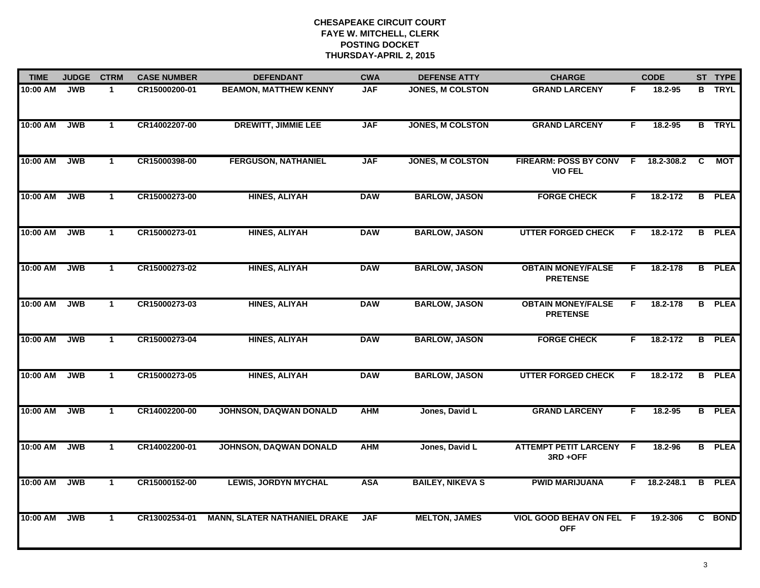# CHESAPEAKE CIRCUIT COURT
## FAYE W. MITCHELL, CLERK
## POSTING DOCKET
## THURSDAY-APRIL 2, 2015

| TIME | JUDGE | CTRM | CASE NUMBER | DEFENDANT | CWA | DEFENSE ATTY | CHARGE | | CODE | ST | TYPE |
|---|---|---|---|---|---|---|---|---|---|---|---|
| 10:00 AM | JWB | 1 | CR15000200-01 | BEAMON, MATTHEW KENNY | JAF | JONES, M COLSTON | GRAND LARCENY | F | 18.2-95 | B | TRYL |
| 10:00 AM | JWB | 1 | CR14002207-00 | DREWITT, JIMMIE LEE | JAF | JONES, M COLSTON | GRAND LARCENY | F | 18.2-95 | B | TRYL |
| 10:00 AM | JWB | 1 | CR15000398-00 | FERGUSON, NATHANIEL | JAF | JONES, M COLSTON | FIREARM: POSS BY CONV VIO FEL | F | 18.2-308.2 | C | MOT |
| 10:00 AM | JWB | 1 | CR15000273-00 | HINES, ALIYAH | DAW | BARLOW, JASON | FORGE CHECK | F | 18.2-172 | B | PLEA |
| 10:00 AM | JWB | 1 | CR15000273-01 | HINES, ALIYAH | DAW | BARLOW, JASON | UTTER FORGED CHECK | F | 18.2-172 | B | PLEA |
| 10:00 AM | JWB | 1 | CR15000273-02 | HINES, ALIYAH | DAW | BARLOW, JASON | OBTAIN MONEY/FALSE PRETENSE | F | 18.2-178 | B | PLEA |
| 10:00 AM | JWB | 1 | CR15000273-03 | HINES, ALIYAH | DAW | BARLOW, JASON | OBTAIN MONEY/FALSE PRETENSE | F | 18.2-178 | B | PLEA |
| 10:00 AM | JWB | 1 | CR15000273-04 | HINES, ALIYAH | DAW | BARLOW, JASON | FORGE CHECK | F | 18.2-172 | B | PLEA |
| 10:00 AM | JWB | 1 | CR15000273-05 | HINES, ALIYAH | DAW | BARLOW, JASON | UTTER FORGED CHECK | F | 18.2-172 | B | PLEA |
| 10:00 AM | JWB | 1 | CR14002200-00 | JOHNSON, DAQWAN DONALD | AHM | Jones, David L | GRAND LARCENY | F | 18.2-95 | B | PLEA |
| 10:00 AM | JWB | 1 | CR14002200-01 | JOHNSON, DAQWAN DONALD | AHM | Jones, David L | ATTEMPT PETIT LARCENY 3RD +OFF | F | 18.2-96 | B | PLEA |
| 10:00 AM | JWB | 1 | CR15000152-00 | LEWIS, JORDYN MYCHAL | ASA | BAILEY, NIKEVA S | PWID MARIJUANA | F | 18.2-248.1 | B | PLEA |
| 10:00 AM | JWB | 1 | CR13002534-01 | MANN, SLATER NATHANIEL DRAKE | JAF | MELTON, JAMES | VIOL GOOD BEHAV ON FEL OFF | F | 19.2-306 | C | BOND |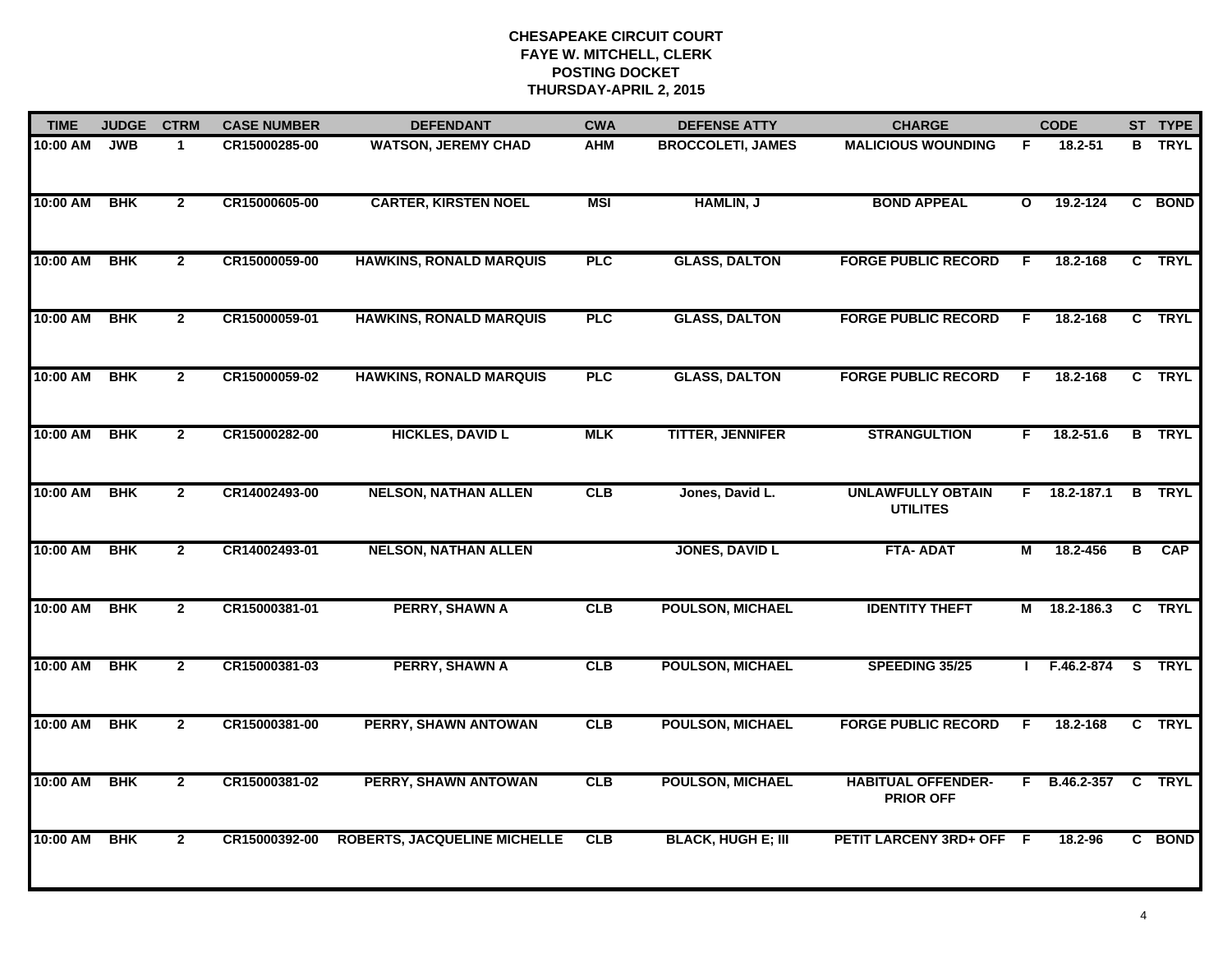**CHESAPEAKE CIRCUIT COURT**
**FAYE W. MITCHELL, CLERK**
**POSTING DOCKET**
**THURSDAY-APRIL 2, 2015**

| TIME | JUDGE | CTRM | CASE NUMBER | DEFENDANT | CWA | DEFENSE ATTY | CHARGE | | CODE | ST | TYPE |
|---|---|---|---|---|---|---|---|---|---|---|---|
| 10:00 AM | JWB | 1 | CR15000285-00 | WATSON, JEREMY CHAD | AHM | BROCCOLETI, JAMES | MALICIOUS WOUNDING | F | 18.2-51 | B | TRYL |
| 10:00 AM | BHK | 2 | CR15000605-00 | CARTER, KIRSTEN NOEL | MSI | HAMLIN, J | BOND APPEAL | O | 19.2-124 | C | BOND |
| 10:00 AM | BHK | 2 | CR15000059-00 | HAWKINS, RONALD MARQUIS | PLC | GLASS, DALTON | FORGE PUBLIC RECORD | F | 18.2-168 | C | TRYL |
| 10:00 AM | BHK | 2 | CR15000059-01 | HAWKINS, RONALD MARQUIS | PLC | GLASS, DALTON | FORGE PUBLIC RECORD | F | 18.2-168 | C | TRYL |
| 10:00 AM | BHK | 2 | CR15000059-02 | HAWKINS, RONALD MARQUIS | PLC | GLASS, DALTON | FORGE PUBLIC RECORD | F | 18.2-168 | C | TRYL |
| 10:00 AM | BHK | 2 | CR15000282-00 | HICKLES, DAVID L | MLK | TITTER, JENNIFER | STRANGULTION | F | 18.2-51.6 | B | TRYL |
| 10:00 AM | BHK | 2 | CR14002493-00 | NELSON, NATHAN ALLEN | CLB | Jones, David L. | UNLAWFULLY OBTAIN UTILITES | F | 18.2-187.1 | B | TRYL |
| 10:00 AM | BHK | 2 | CR14002493-01 | NELSON, NATHAN ALLEN | | JONES, DAVID L | FTA- ADAT | M | 18.2-456 | B | CAP |
| 10:00 AM | BHK | 2 | CR15000381-01 | PERRY, SHAWN A | CLB | POULSON, MICHAEL | IDENTITY THEFT | M | 18.2-186.3 | C | TRYL |
| 10:00 AM | BHK | 2 | CR15000381-03 | PERRY, SHAWN A | CLB | POULSON, MICHAEL | SPEEDING 35/25 | I | F.46.2-874 | S | TRYL |
| 10:00 AM | BHK | 2 | CR15000381-00 | PERRY, SHAWN ANTOWAN | CLB | POULSON, MICHAEL | FORGE PUBLIC RECORD | F | 18.2-168 | C | TRYL |
| 10:00 AM | BHK | 2 | CR15000381-02 | PERRY, SHAWN ANTOWAN | CLB | POULSON, MICHAEL | HABITUAL OFFENDER-PRIOR OFF | F | B.46.2-357 | C | TRYL |
| 10:00 AM | BHK | 2 | CR15000392-00 | ROBERTS, JACQUELINE MICHELLE | CLB | BLACK, HUGH E; III | PETIT LARCENY 3RD+ OFF | F | 18.2-96 | C | BOND |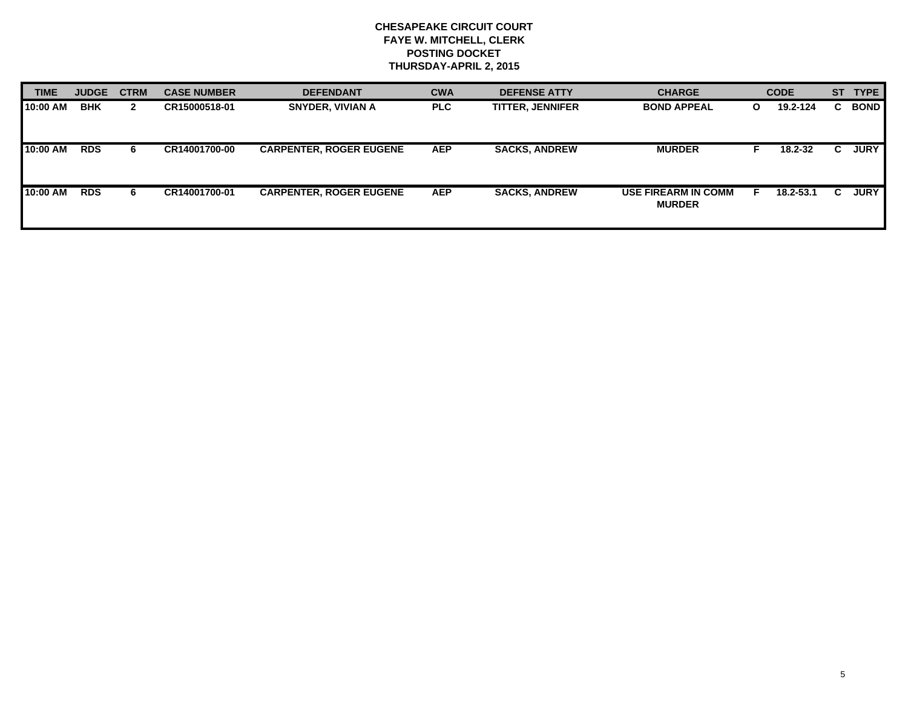**CHESAPEAKE CIRCUIT COURT**
**FAYE W. MITCHELL, CLERK**
**POSTING DOCKET**
**THURSDAY-APRIL 2, 2015**

| TIME | JUDGE | CTRM | CASE NUMBER | DEFENDANT | CWA | DEFENSE ATTY | CHARGE | | CODE | ST | TYPE |
|---|---|---|---|---|---|---|---|---|---|---|---|
| 10:00 AM | BHK | 2 | CR15000518-01 | SNYDER, VIVIAN A | PLC | TITTER, JENNIFER | BOND APPEAL | O | 19.2-124 | C | BOND |
| 10:00 AM | RDS | 6 | CR14001700-00 | CARPENTER, ROGER EUGENE | AEP | SACKS, ANDREW | MURDER | F | 18.2-32 | C | JURY |
| 10:00 AM | RDS | 6 | CR14001700-01 | CARPENTER, ROGER EUGENE | AEP | SACKS, ANDREW | USE FIREARM IN COMM MURDER | F | 18.2-53.1 | C | JURY |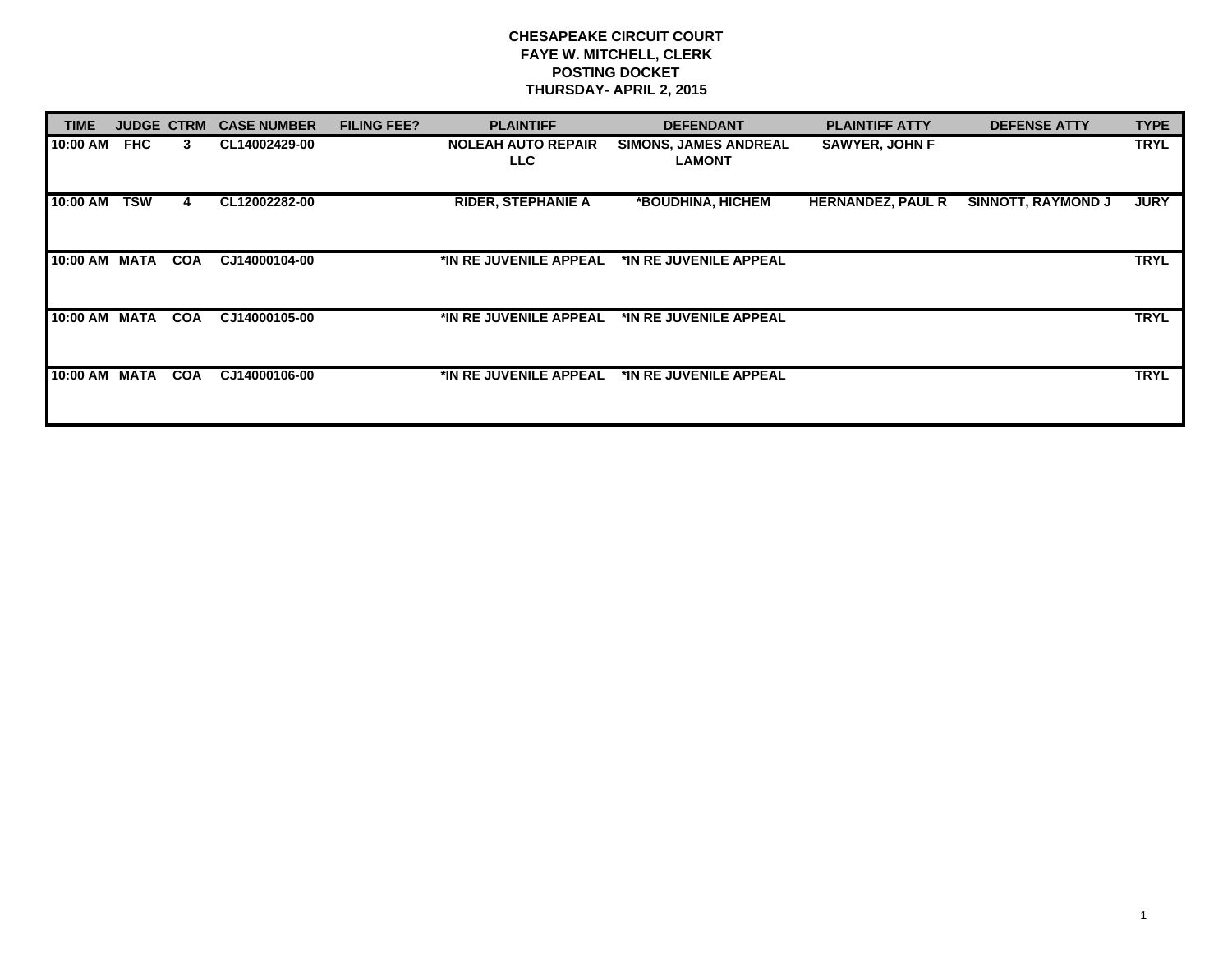**CHESAPEAKE CIRCUIT COURT**
**FAYE W. MITCHELL, CLERK**
**POSTING DOCKET**
**THURSDAY- APRIL 2, 2015**

| TIME | JUDGE | CTRM | CASE NUMBER | FILING FEE? | PLAINTIFF | DEFENDANT | PLAINTIFF ATTY | DEFENSE ATTY | TYPE |
|---|---|---|---|---|---|---|---|---|---|
| 10:00 AM | FHC | 3 | CL14002429-00 | | NOLEAH AUTO REPAIR LLC | SIMONS, JAMES ANDREAL LAMONT | SAWYER, JOHN F | | TRYL |
| 10:00 AM | TSW | 4 | CL12002282-00 | | RIDER, STEPHANIE A | *BOUDHINA, HICHEM | HERNANDEZ, PAUL R | SINNOTT, RAYMOND J | JURY |
| 10:00 AM | MATA | COA | CJ14000104-00 | | *IN RE JUVENILE APPEAL | *IN RE JUVENILE APPEAL | | | TRYL |
| 10:00 AM | MATA | COA | CJ14000105-00 | | *IN RE JUVENILE APPEAL | *IN RE JUVENILE APPEAL | | | TRYL |
| 10:00 AM | MATA | COA | CJ14000106-00 | | *IN RE JUVENILE APPEAL | *IN RE JUVENILE APPEAL | | | TRYL |